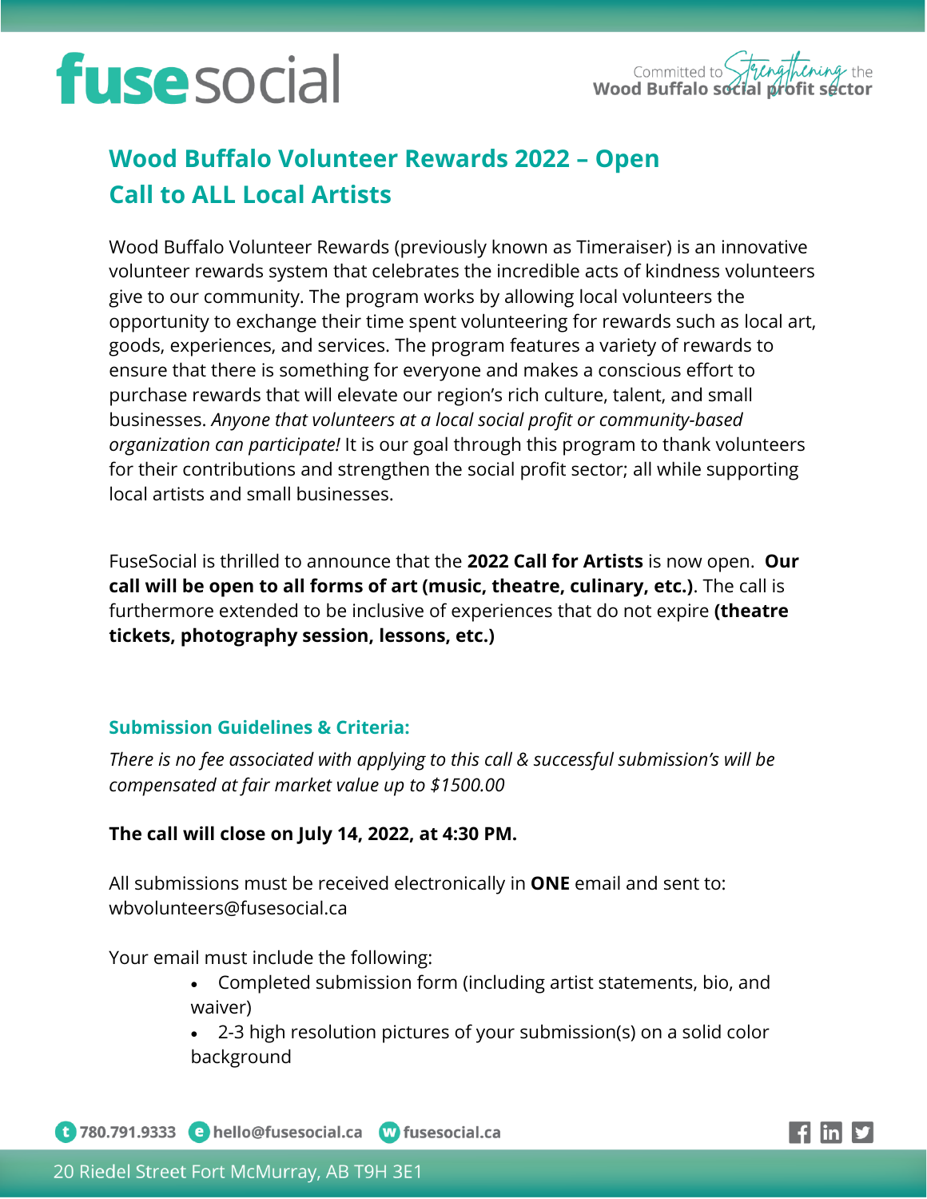# Wood Buffalo Volunteer Rewards 2022 – Open Call to ALL Local Artists

Wood Buffalo Volunteer Rewards (previously known as Timeraiser) is an innovative volunteer rewards system that celebrates the incredible acts of kindness volunteers give to our community. The program works by allowing local volunteers the opportunity to exchange their time spent volunteering for rewards such as local art, goods, experiences, and services. The program features a variety of rewards to ensure that there is something for everyone and makes a conscious effort to purchase rewards that will elevate our region's rich culture, talent, and small businesses. *Anyone that volunteers at a local social profit or community-based organization can participate!* It is our goal through this program to thank volunteers for their contributions and strengthen the social profit sector; all while supporting local artists and small businesses.

FuseSocial is thrilled to announce that the **2022 Call for Artists** is now open. **Our call will be open to all forms of art (music, theatre, culinary, etc.)**. The call is furthermore extended to be inclusive of experiences that do not expire **(theatre tickets, photography session, lessons, etc.)**

## Submission Guidelines & Criteria:

*There is no fee associated with applying to this call & successful submission's will be compensated at fair market value up to $1500.00*

**The call will close on July 14, 2022, at 4:30 PM.**

All submissions must be received electronically in **ONE** email and sent to: wbvolunteers@fusesocial.ca

Your email must include the following:

- Completed submission form (including artist statements, bio, and waiver)
- 2-3 high resolution pictures of your submission(s) on a solid color background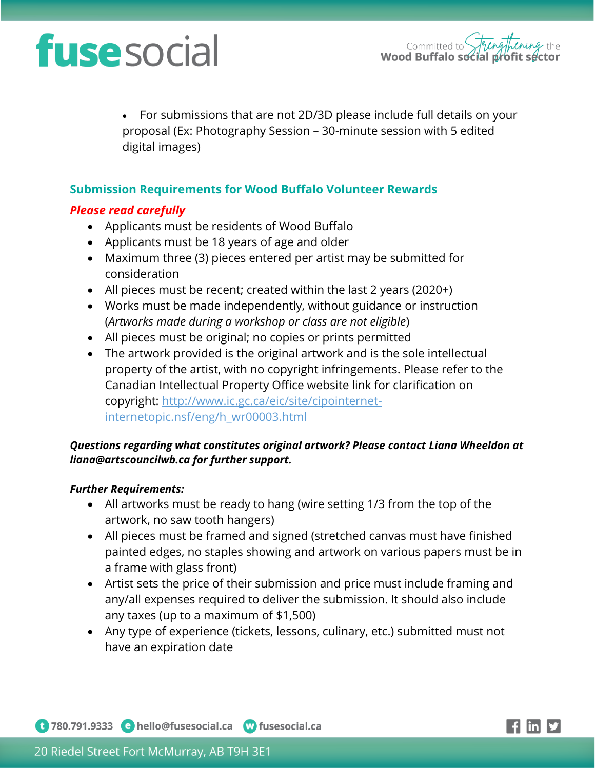- For submissions that are not 2D/3D please include full details on your proposal (Ex: Photography Session – 30-minute session with 5 edited digital images)

## Submission Requirements for Wood Buffalo Volunteer Rewards

***Please read carefully***

- Applicants must be residents of Wood Buffalo
- Applicants must be 18 years of age and older
- Maximum three (3) pieces entered per artist may be submitted for consideration
- All pieces must be recent; created within the last 2 years (2020+)
- Works must be made independently, without guidance or instruction (*Artworks made during a workshop or class are not eligible*)
- All pieces must be original; no copies or prints permitted
- The artwork provided is the original artwork and is the sole intellectual property of the artist, with no copyright infringements. Please refer to the Canadian Intellectual Property Office website link for clarification on copyright: [http://www.ic.gc.ca/eic/site/cipointernet-internetopic.nsf/eng/h_wr00003.html](http://www.ic.gc.ca/eic/site/cipointernet-internetopic.nsf/eng/h_wr00003.html)

***Questions regarding what constitutes original artwork? Please contact Liana Wheeldon at liana@artscouncilwb.ca for further support.***

***Further Requirements:***

- All artworks must be ready to hang (wire setting 1/3 from the top of the artwork, no saw tooth hangers)
- All pieces must be framed and signed (stretched canvas must have finished painted edges, no staples showing and artwork on various papers must be in a frame with glass front)
- Artist sets the price of their submission and price must include framing and any/all expenses required to deliver the submission. It should also include any taxes (up to a maximum of $1,500)
- Any type of experience (tickets, lessons, culinary, etc.) submitted must not have an expiration date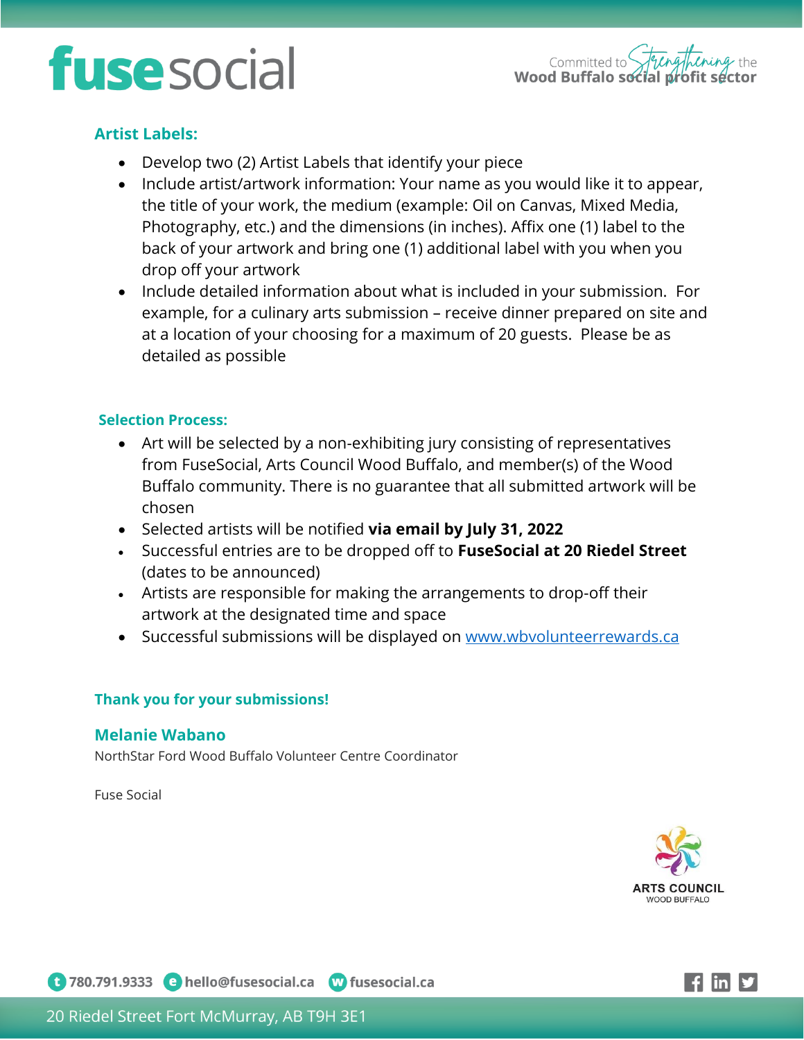## Artist Labels:

- Develop two (2) Artist Labels that identify your piece
- Include artist/artwork information: Your name as you would like it to appear, the title of your work, the medium (example: Oil on Canvas, Mixed Media, Photography, etc.) and the dimensions (in inches). Affix one (1) label to the back of your artwork and bring one (1) additional label with you when you drop off your artwork
- Include detailed information about what is included in your submission. For example, for a culinary arts submission – receive dinner prepared on site and at a location of your choosing for a maximum of 20 guests. Please be as detailed as possible

## Selection Process:

- Art will be selected by a non-exhibiting jury consisting of representatives from FuseSocial, Arts Council Wood Buffalo, and member(s) of the Wood Buffalo community. There is no guarantee that all submitted artwork will be chosen
- Selected artists will be notified **via email by July 31, 2022**
- Successful entries are to be dropped off to **FuseSocial at 20 Riedel Street** (dates to be announced)
- Artists are responsible for making the arrangements to drop-off their artwork at the designated time and space
- Successful submissions will be displayed on www.wbvolunteerrewards.ca

**Thank you for your submissions!**

**Melanie Wabano**
NorthStar Ford Wood Buffalo Volunteer Centre Coordinator

Fuse Social